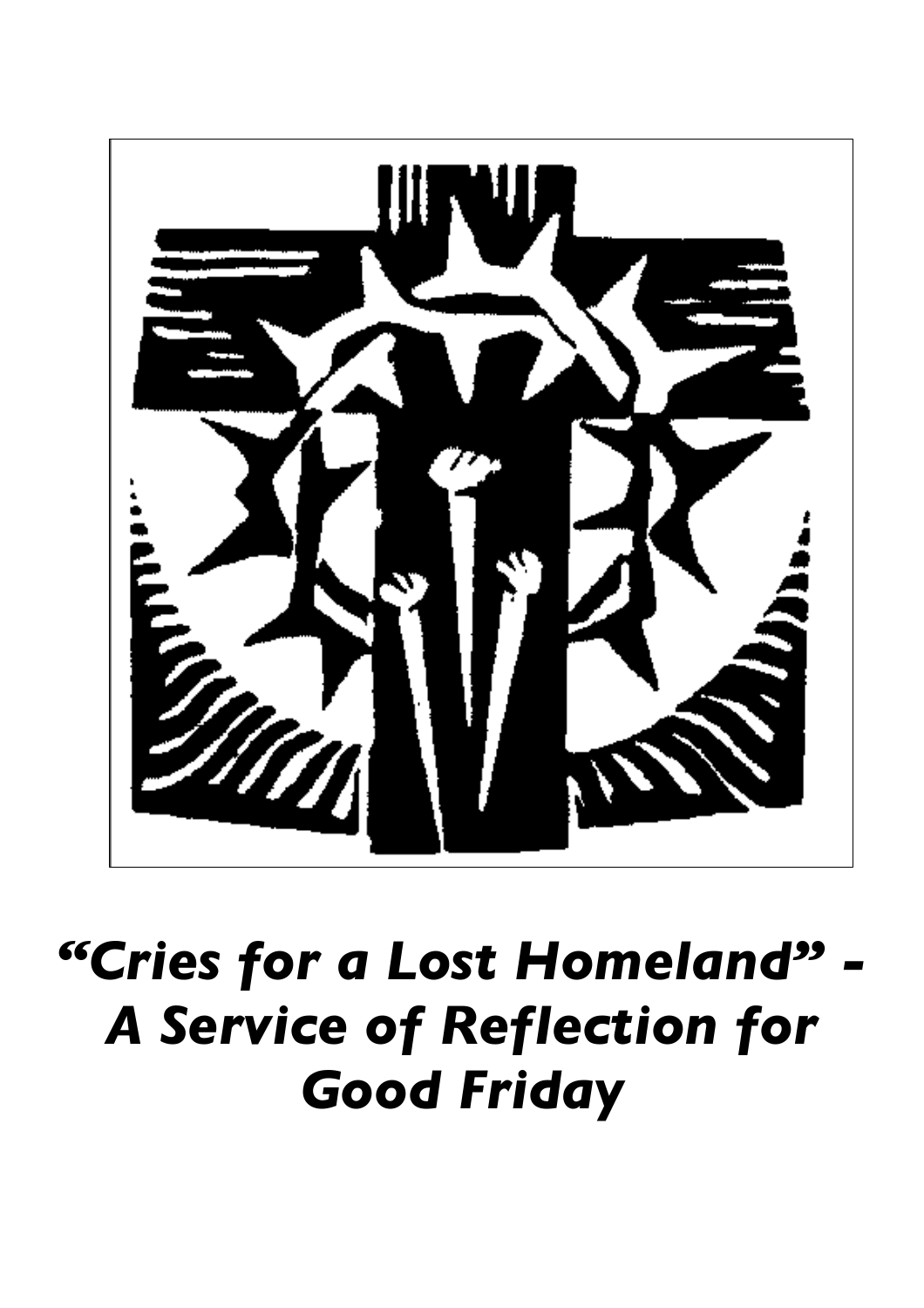# *"Cries for a Lost Homeland" - A Service of Reflection for Good Friday*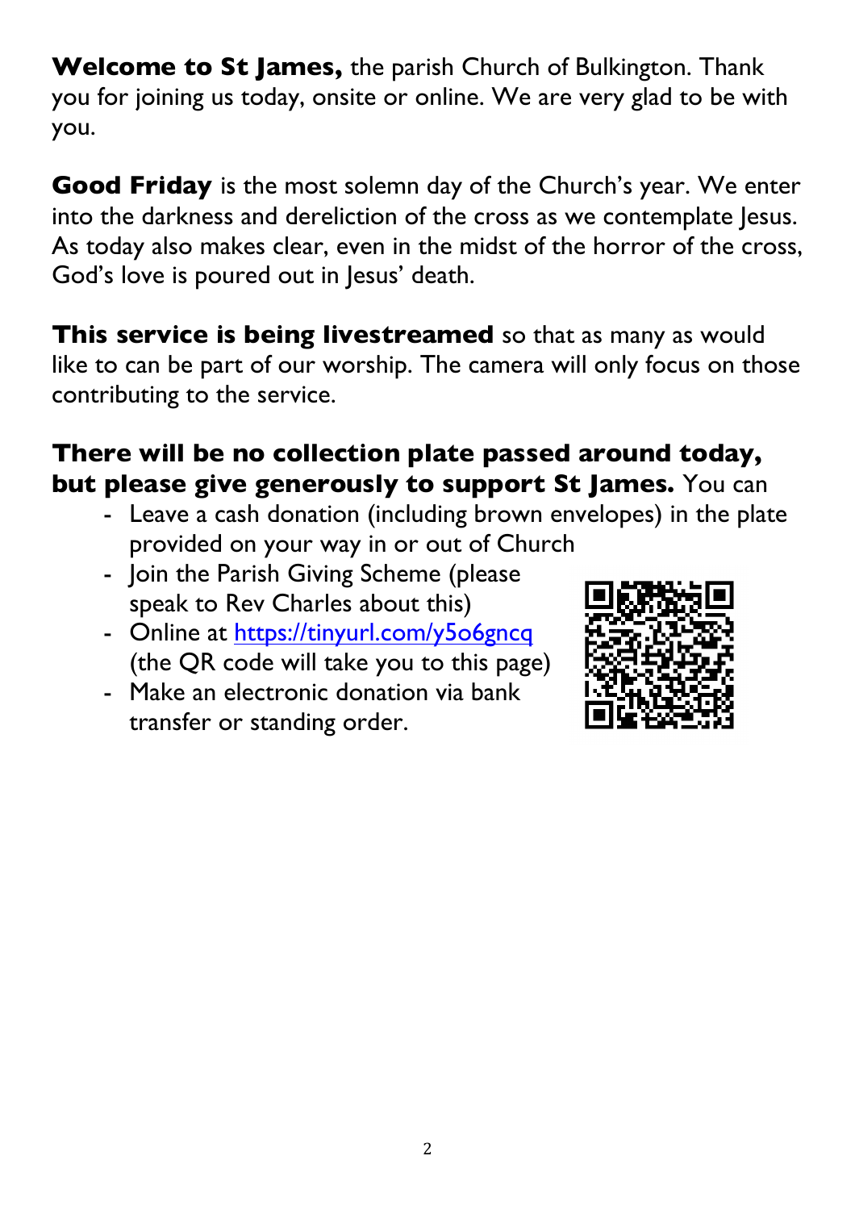**Welcome to St James,** the parish Church of Bulkington. Thank you for joining us today, onsite or online. We are very glad to be with you.

**Good Friday** is the most solemn day of the Church's year. We enter into the darkness and dereliction of the cross as we contemplate Jesus. As today also makes clear, even in the midst of the horror of the cross, God's love is poured out in Jesus' death.

**This service is being livestreamed** so that as many as would like to can be part of our worship. The camera will only focus on those contributing to the service.

**There will be no collection plate passed around today, but please give generously to support St James.** You can

- Leave a cash donation (including brown envelopes) in the plate provided on your way in or out of Church
- Join the Parish Giving Scheme (please speak to Rev Charles about this)
- Online at [https://tinyurl.com/y5o6gncq](https://tinyurl.com/y5o6gncq) (the QR code will take you to this page)
- Make an electronic donation via bank transfer or standing order.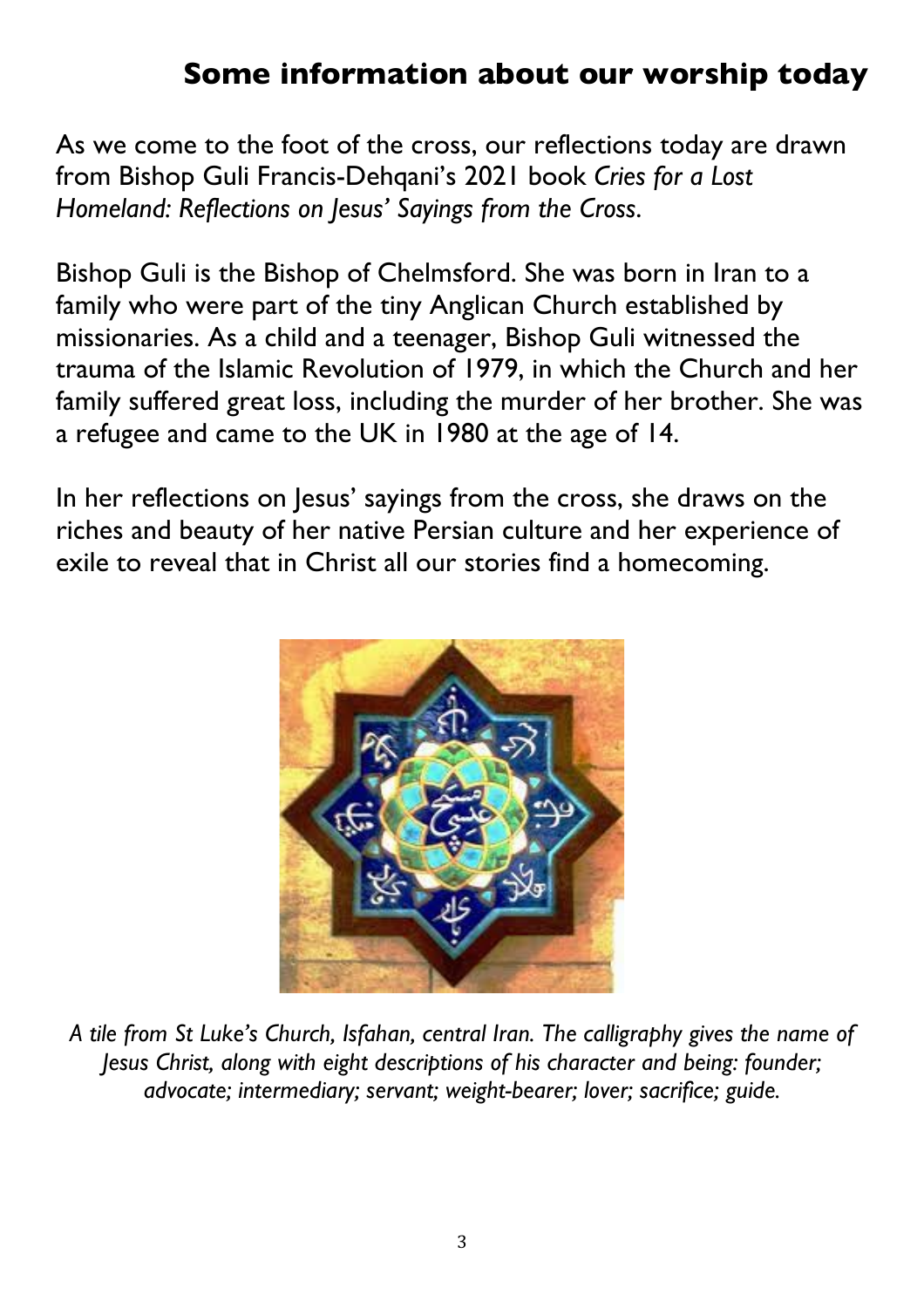## Some information about our worship today

As we come to the foot of the cross, our reflections today are drawn from Bishop Guli Francis-Dehqani's 2021 book *Cries for a Lost Homeland: Reflections on Jesus' Sayings from the Cross.*

Bishop Guli is the Bishop of Chelmsford. She was born in Iran to a family who were part of the tiny Anglican Church established by missionaries. As a child and a teenager, Bishop Guli witnessed the trauma of the Islamic Revolution of 1979, in which the Church and her family suffered great loss, including the murder of her brother. She was a refugee and came to the UK in 1980 at the age of 14.

In her reflections on Jesus' sayings from the cross, she draws on the riches and beauty of her native Persian culture and her experience of exile to reveal that in Christ all our stories find a homecoming.

*A tile from St Luke's Church, Isfahan, central Iran. The calligraphy gives the name of Jesus Christ, along with eight descriptions of his character and being: founder; advocate; intermediary; servant; weight-bearer; lover; sacrifice; guide.*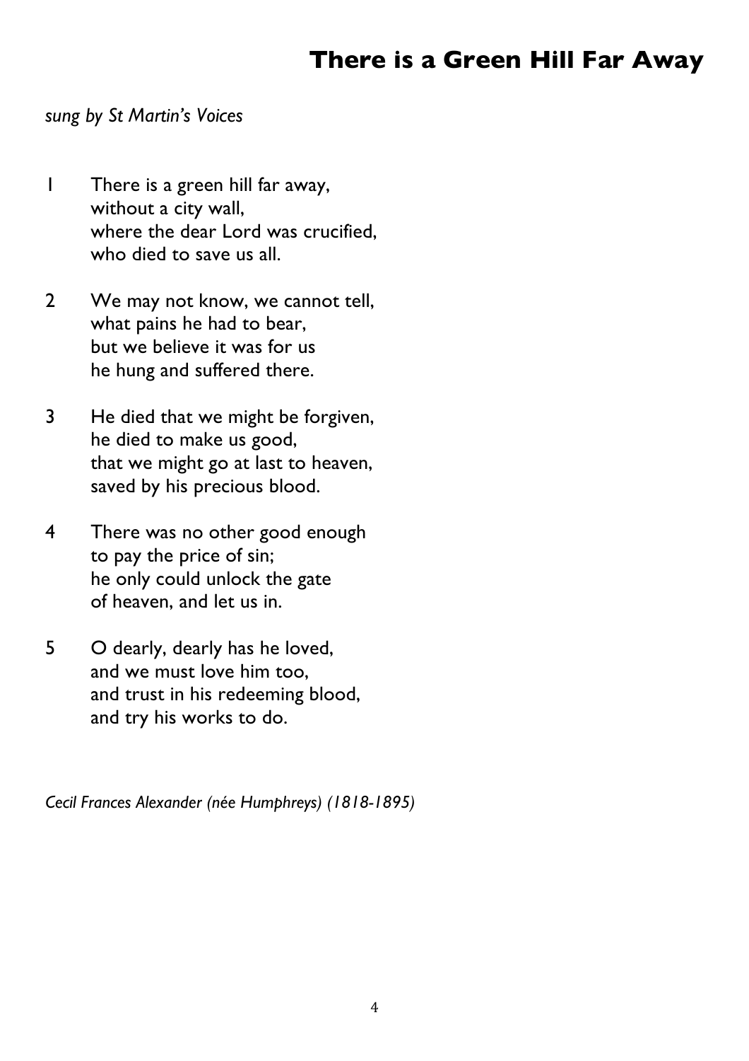# There is a Green Hill Far Away

*sung by St Martin's Voices*

1 There is a green hill far away,
without a city wall,
where the dear Lord was crucified,
who died to save us all.

2 We may not know, we cannot tell,
what pains he had to bear,
but we believe it was for us
he hung and suffered there.

3 He died that we might be forgiven,
he died to make us good,
that we might go at last to heaven,
saved by his precious blood.

4 There was no other good enough
to pay the price of sin;
he only could unlock the gate
of heaven, and let us in.

5 O dearly, dearly has he loved,
and we must love him too,
and trust in his redeeming blood,
and try his works to do.

*Cecil Frances Alexander (née Humphreys) (1818-1895)*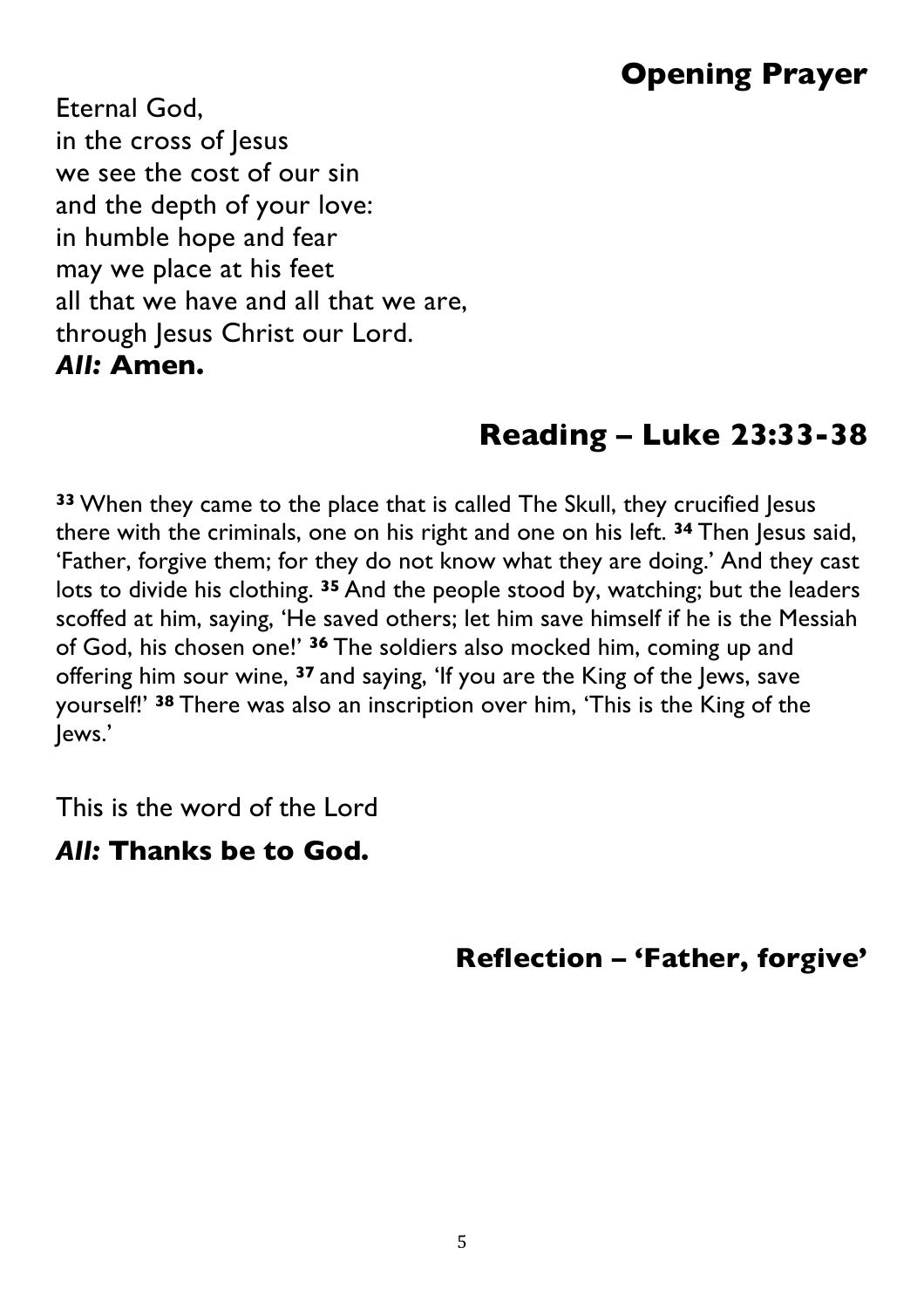## Opening Prayer

Eternal God,
in the cross of Jesus
we see the cost of our sin
and the depth of your love:
in humble hope and fear
may we place at his feet
all that we have and all that we are,
through Jesus Christ our Lord.
***All:*** **Amen.**

## Reading – Luke 23:33-38

**33** When they came to the place that is called The Skull, they crucified Jesus there with the criminals, one on his right and one on his left. **34** Then Jesus said, 'Father, forgive them; for they do not know what they are doing.' And they cast lots to divide his clothing. **35** And the people stood by, watching; but the leaders scoffed at him, saying, 'He saved others; let him save himself if he is the Messiah of God, his chosen one!' **36** The soldiers also mocked him, coming up and offering him sour wine, **37** and saying, 'If you are the King of the Jews, save yourself!' **38** There was also an inscription over him, 'This is the King of the Jews.'

This is the word of the Lord

***All:*** **Thanks be to God.**

## Reflection – 'Father, forgive'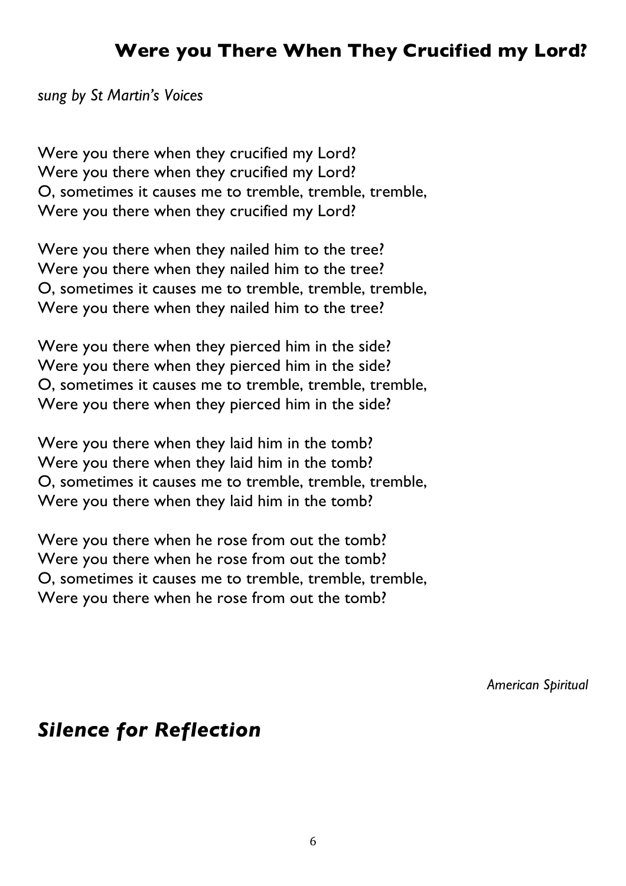## Were you There When They Crucified my Lord?

*sung by St Martin's Voices*

Were you there when they crucified my Lord?
Were you there when they crucified my Lord?
O, sometimes it causes me to tremble, tremble, tremble,
Were you there when they crucified my Lord?

Were you there when they nailed him to the tree?
Were you there when they nailed him to the tree?
O, sometimes it causes me to tremble, tremble, tremble,
Were you there when they nailed him to the tree?

Were you there when they pierced him in the side?
Were you there when they pierced him in the side?
O, sometimes it causes me to tremble, tremble, tremble,
Were you there when they pierced him in the side?

Were you there when they laid him in the tomb?
Were you there when they laid him in the tomb?
O, sometimes it causes me to tremble, tremble, tremble,
Were you there when they laid him in the tomb?

Were you there when he rose from out the tomb?
Were you there when he rose from out the tomb?
O, sometimes it causes me to tremble, tremble, tremble,
Were you there when he rose from out the tomb?

*American Spiritual*

## *Silence for Reflection*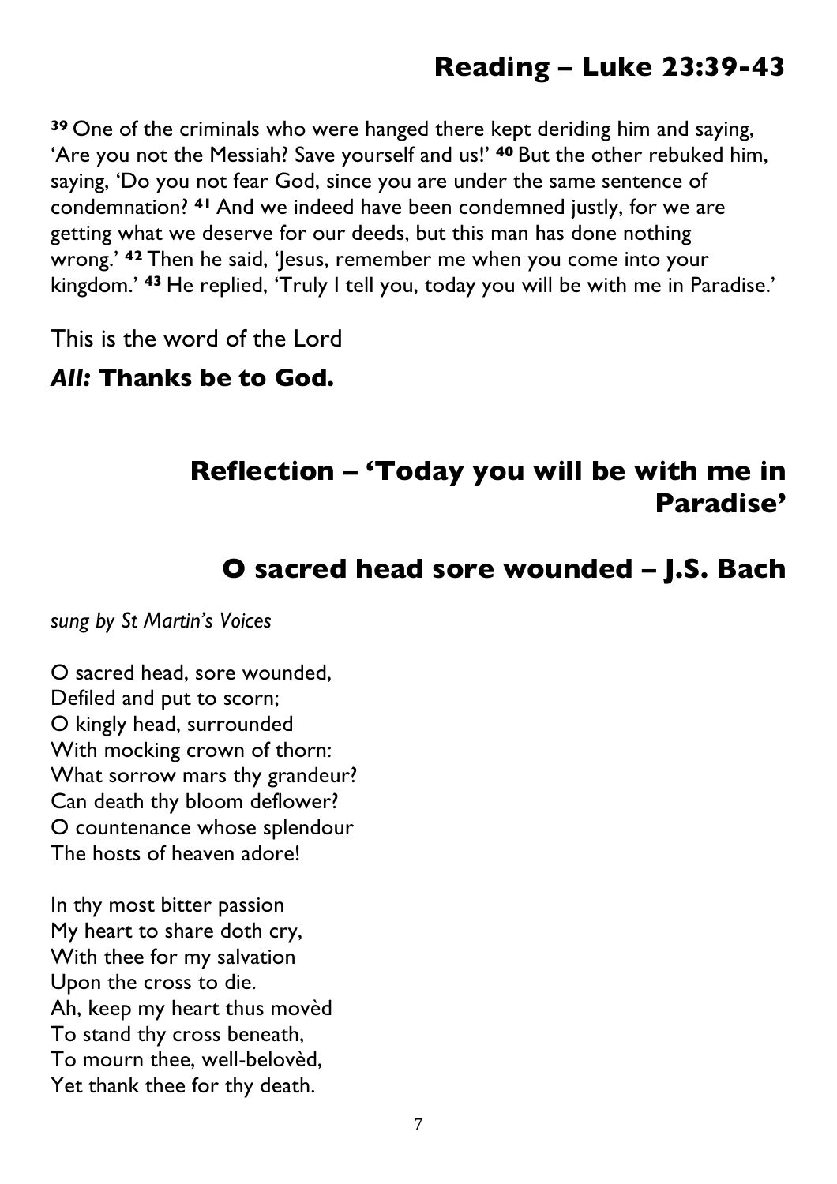## Reading – Luke 23:39-43

[39] One of the criminals who were hanged there kept deriding him and saying, 'Are you not the Messiah? Save yourself and us!' [40] But the other rebuked him, saying, 'Do you not fear God, since you are under the same sentence of condemnation? [41] And we indeed have been condemned justly, for we are getting what we deserve for our deeds, but this man has done nothing wrong.' [42] Then he said, 'Jesus, remember me when you come into your kingdom.' [43] He replied, 'Truly I tell you, today you will be with me in Paradise.'

This is the word of the Lord

***All:*** **Thanks be to God.**

## Reflection – 'Today you will be with me in Paradise'

## O sacred head sore wounded – J.S. Bach

*sung by St Martin's Voices*

O sacred head, sore wounded,
Defiled and put to scorn;
O kingly head, surrounded
With mocking crown of thorn:
What sorrow mars thy grandeur?
Can death thy bloom deflower?
O countenance whose splendour
The hosts of heaven adore!

In thy most bitter passion
My heart to share doth cry,
With thee for my salvation
Upon the cross to die.
Ah, keep my heart thus movèd
To stand thy cross beneath,
To mourn thee, well-belovèd,
Yet thank thee for thy death.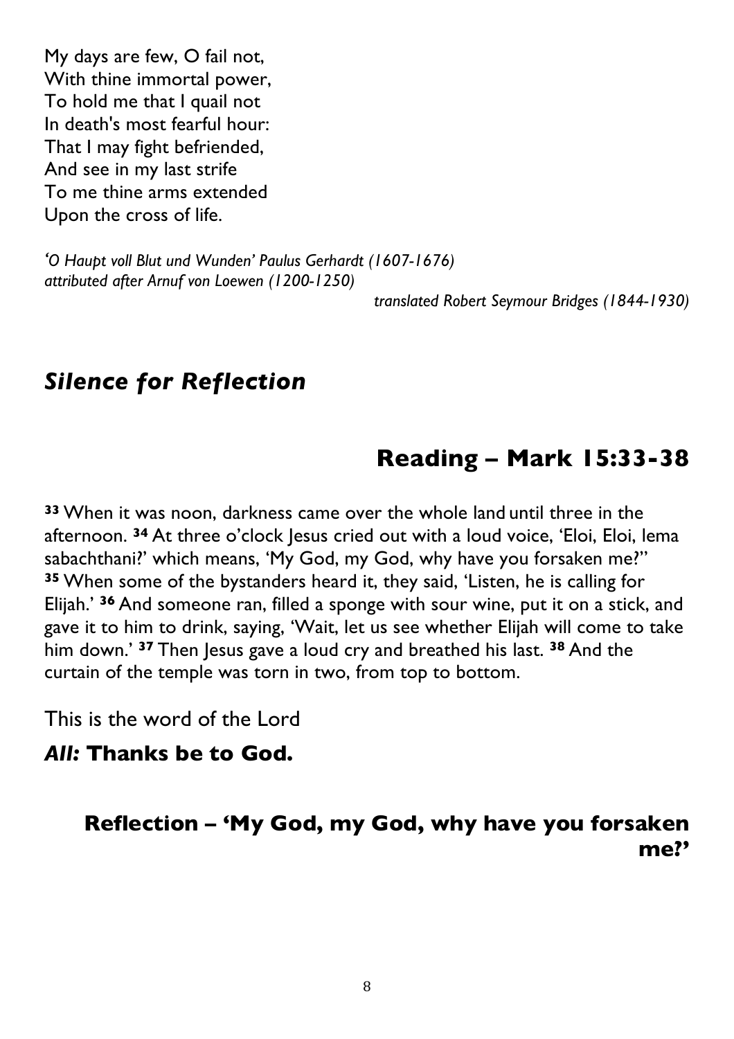My days are few, O fail not,
With thine immortal power,
To hold me that I quail not
In death's most fearful hour:
That I may fight befriended,
And see in my last strife
To me thine arms extended
Upon the cross of life.

*'O Haupt voll Blut und Wunden' Paulus Gerhardt (1607-1676)*
*attributed after Arnuf von Loewen (1200-1250)*
*translated Robert Seymour Bridges (1844-1930)*

## *Silence for Reflection*

## Reading – Mark 15:33-38

**33** When it was noon, darkness came over the whole land until three in the afternoon. **34** At three o'clock Jesus cried out with a loud voice, 'Eloi, Eloi, lema sabachthani?' which means, 'My God, my God, why have you forsaken me?'' **35** When some of the bystanders heard it, they said, 'Listen, he is calling for Elijah.' **36** And someone ran, filled a sponge with sour wine, put it on a stick, and gave it to him to drink, saying, 'Wait, let us see whether Elijah will come to take him down.' **37** Then Jesus gave a loud cry and breathed his last. **38** And the curtain of the temple was torn in two, from top to bottom.

This is the word of the Lord

***All:* Thanks be to God.**

### Reflection – 'My God, my God, why have you forsaken me?'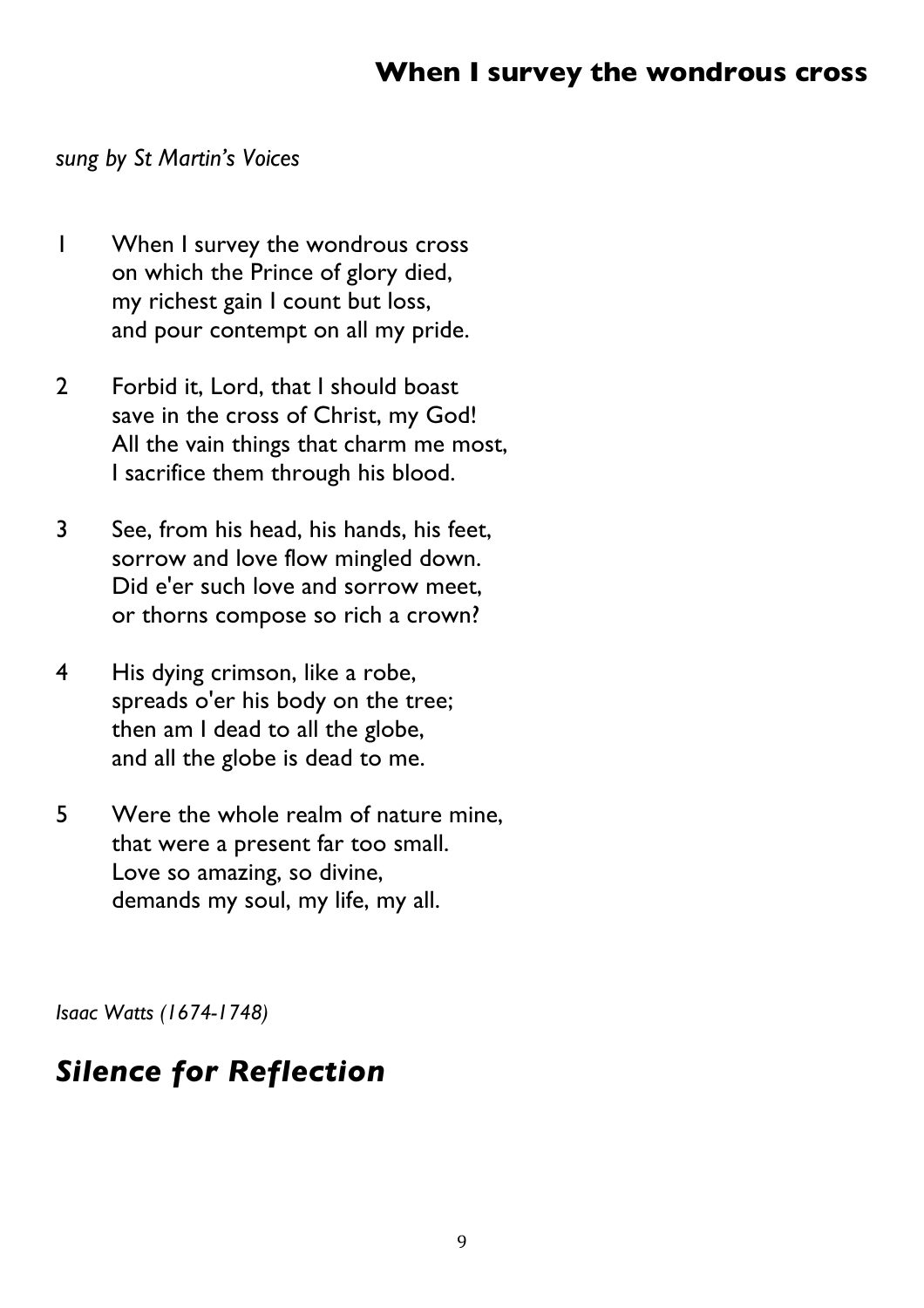## When I survey the wondrous cross

*sung by St Martin's Voices*

1 When I survey the wondrous cross
on which the Prince of glory died,
my richest gain I count but loss,
and pour contempt on all my pride.

2 Forbid it, Lord, that I should boast
save in the cross of Christ, my God!
All the vain things that charm me most,
I sacrifice them through his blood.

3 See, from his head, his hands, his feet,
sorrow and love flow mingled down.
Did e'er such love and sorrow meet,
or thorns compose so rich a crown?

4 His dying crimson, like a robe,
spreads o'er his body on the tree;
then am I dead to all the globe,
and all the globe is dead to me.

5 Were the whole realm of nature mine,
that were a present far too small.
Love so amazing, so divine,
demands my soul, my life, my all.

*Isaac Watts (1674-1748)*

## *Silence for Reflection*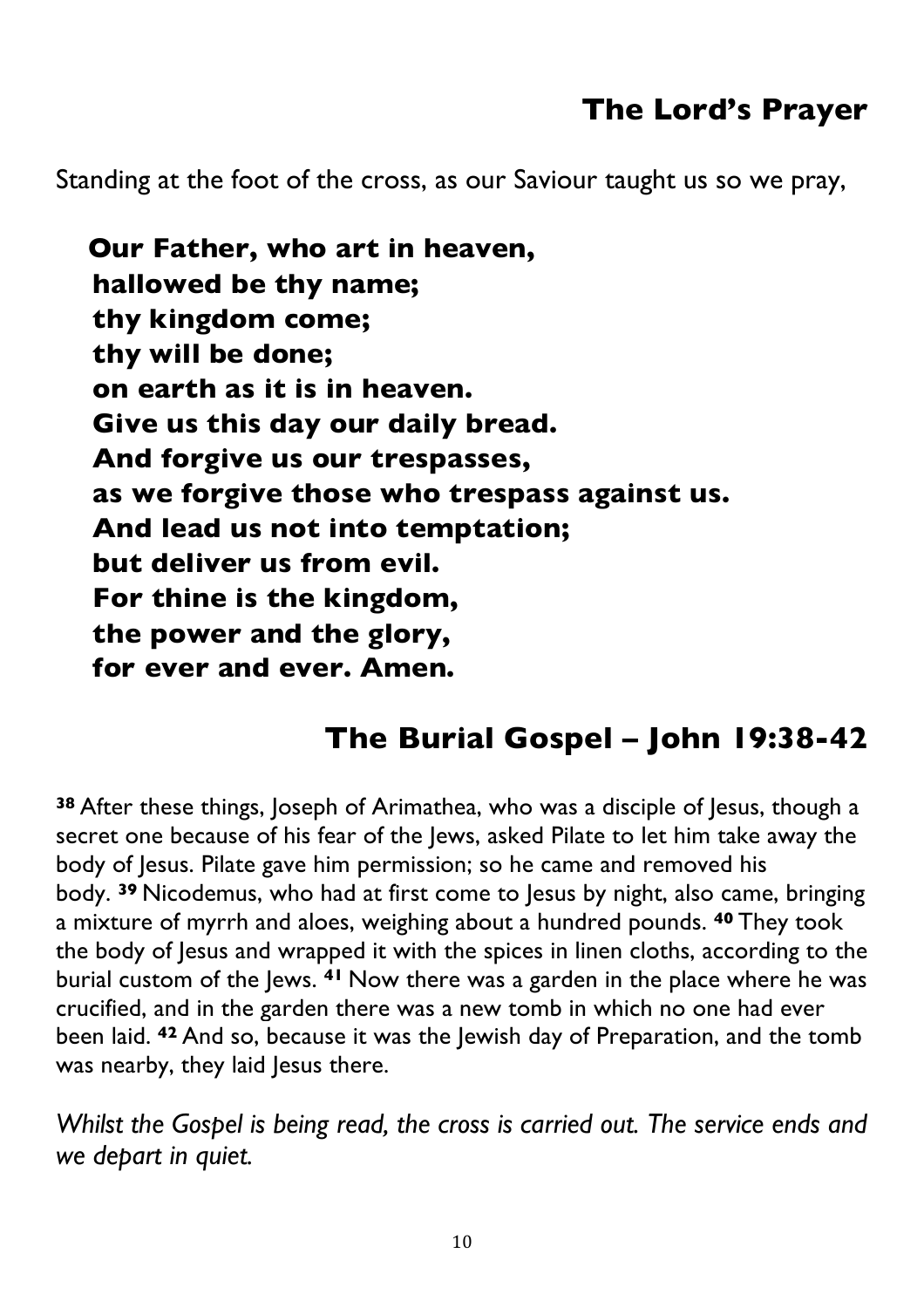## The Lord's Prayer

Standing at the foot of the cross, as our Saviour taught us so we pray,

**Our Father, who art in heaven,**
**hallowed be thy name;**
**thy kingdom come;**
**thy will be done;**
**on earth as it is in heaven.**
**Give us this day our daily bread.**
**And forgive us our trespasses,**
**as we forgive those who trespass against us.**
**And lead us not into temptation;**
**but deliver us from evil.**
**For thine is the kingdom,**
**the power and the glory,**
**for ever and ever. Amen.**

## The Burial Gospel – John 19:38-42

**38** After these things, Joseph of Arimathea, who was a disciple of Jesus, though a secret one because of his fear of the Jews, asked Pilate to let him take away the body of Jesus. Pilate gave him permission; so he came and removed his body. **39** Nicodemus, who had at first come to Jesus by night, also came, bringing a mixture of myrrh and aloes, weighing about a hundred pounds. **40** They took the body of Jesus and wrapped it with the spices in linen cloths, according to the burial custom of the Jews. **41** Now there was a garden in the place where he was crucified, and in the garden there was a new tomb in which no one had ever been laid. **42** And so, because it was the Jewish day of Preparation, and the tomb was nearby, they laid Jesus there.

*Whilst the Gospel is being read, the cross is carried out. The service ends and we depart in quiet.*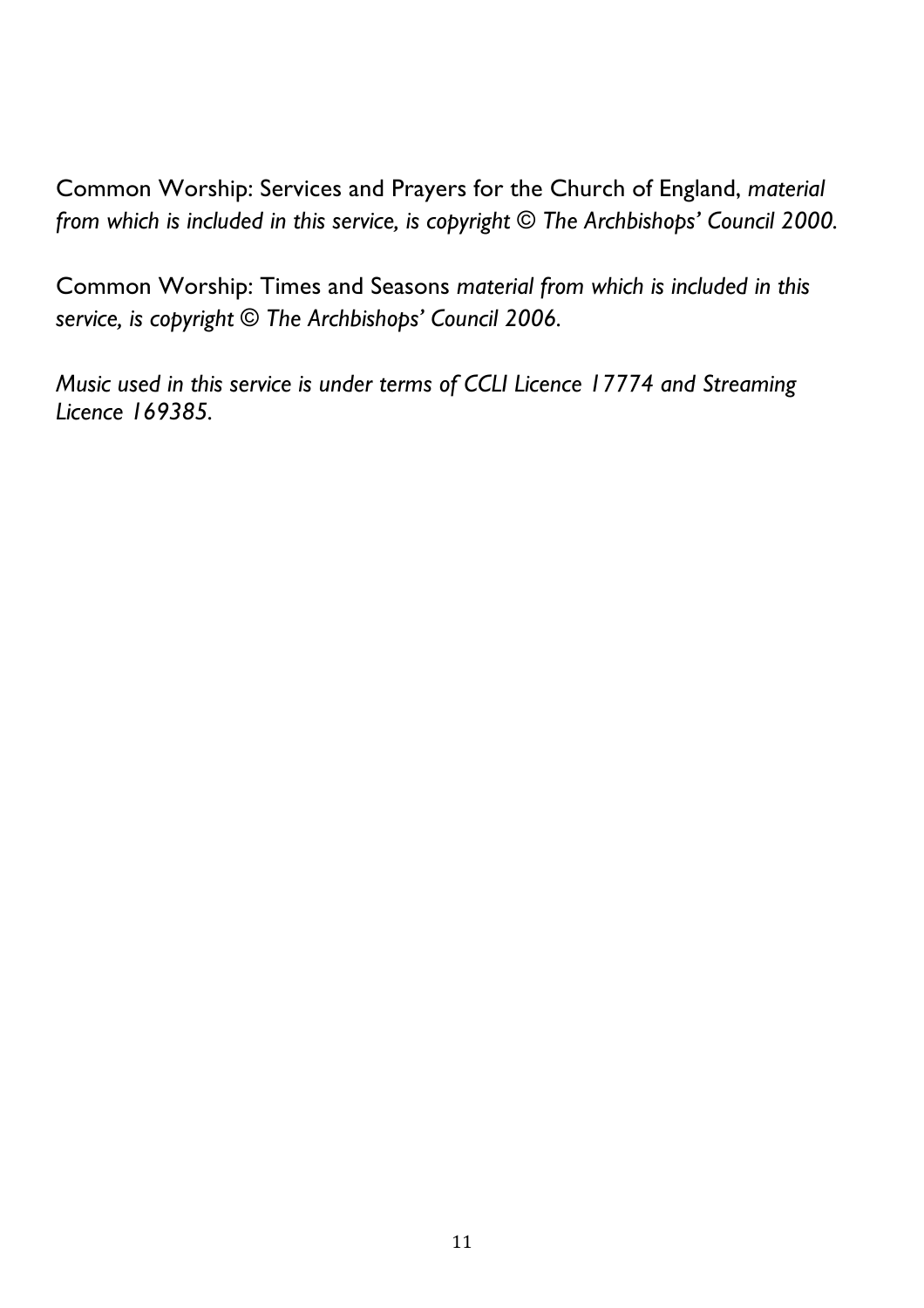Common Worship: Services and Prayers for the Church of England, *material from which is included in this service, is copyright © The Archbishops' Council 2000.*

Common Worship: Times and Seasons *material from which is included in this service, is copyright © The Archbishops' Council 2006.*

*Music used in this service is under terms of CCLI Licence 17774 and Streaming Licence 169385.*